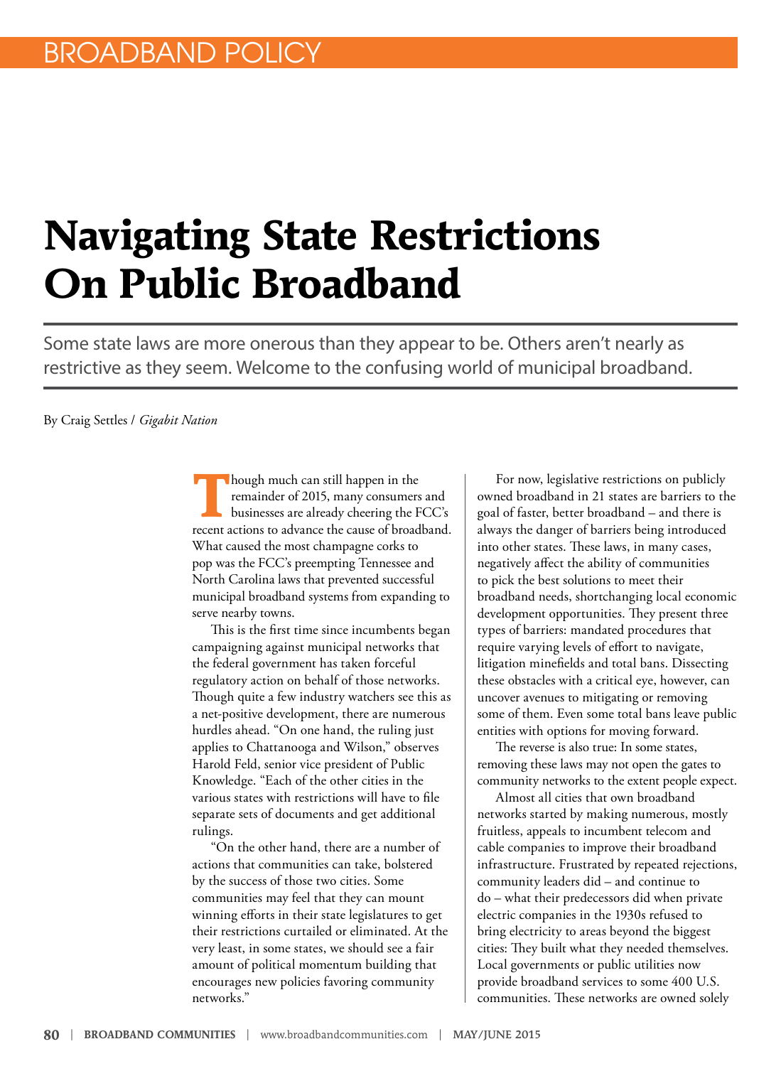BROADBAND POLICY

# Navigating State Restrictions On Public Broadband

Some state laws are more onerous than they appear to be. Others aren't nearly as restrictive as they seem. Welcome to the confusing world of municipal broadband.

By Craig Settles / *Gigabit Nation*

Though much can still happen in the remainder of 2015, many consumers and businesses are already cheering the FCC's recent actions to advance the cause of broadband. What caused the most champagne corks to pop was the FCC's preempting Tennessee and North Carolina laws that prevented successful municipal broadband systems from expanding to serve nearby towns.

This is the first time since incumbents began campaigning against municipal networks that the federal government has taken forceful regulatory action on behalf of those networks. Though quite a few industry watchers see this as a net-positive development, there are numerous hurdles ahead. "On one hand, the ruling just applies to Chattanooga and Wilson," observes Harold Feld, senior vice president of Public Knowledge. "Each of the other cities in the various states with restrictions will have to file separate sets of documents and get additional rulings.

"On the other hand, there are a number of actions that communities can take, bolstered by the success of those two cities. Some communities may feel that they can mount winning efforts in their state legislatures to get their restrictions curtailed or eliminated. At the very least, in some states, we should see a fair amount of political momentum building that encourages new policies favoring community networks."

For now, legislative restrictions on publicly owned broadband in 21 states are barriers to the goal of faster, better broadband – and there is always the danger of barriers being introduced into other states. These laws, in many cases, negatively affect the ability of communities to pick the best solutions to meet their broadband needs, shortchanging local economic development opportunities. They present three types of barriers: mandated procedures that require varying levels of effort to navigate, litigation minefields and total bans. Dissecting these obstacles with a critical eye, however, can uncover avenues to mitigating or removing some of them. Even some total bans leave public entities with options for moving forward.

The reverse is also true: In some states, removing these laws may not open the gates to community networks to the extent people expect.

Almost all cities that own broadband networks started by making numerous, mostly fruitless, appeals to incumbent telecom and cable companies to improve their broadband infrastructure. Frustrated by repeated rejections, community leaders did – and continue to do – what their predecessors did when private electric companies in the 1930s refused to bring electricity to areas beyond the biggest cities: They built what they needed themselves. Local governments or public utilities now provide broadband services to some 400 U.S. communities. These networks are owned solely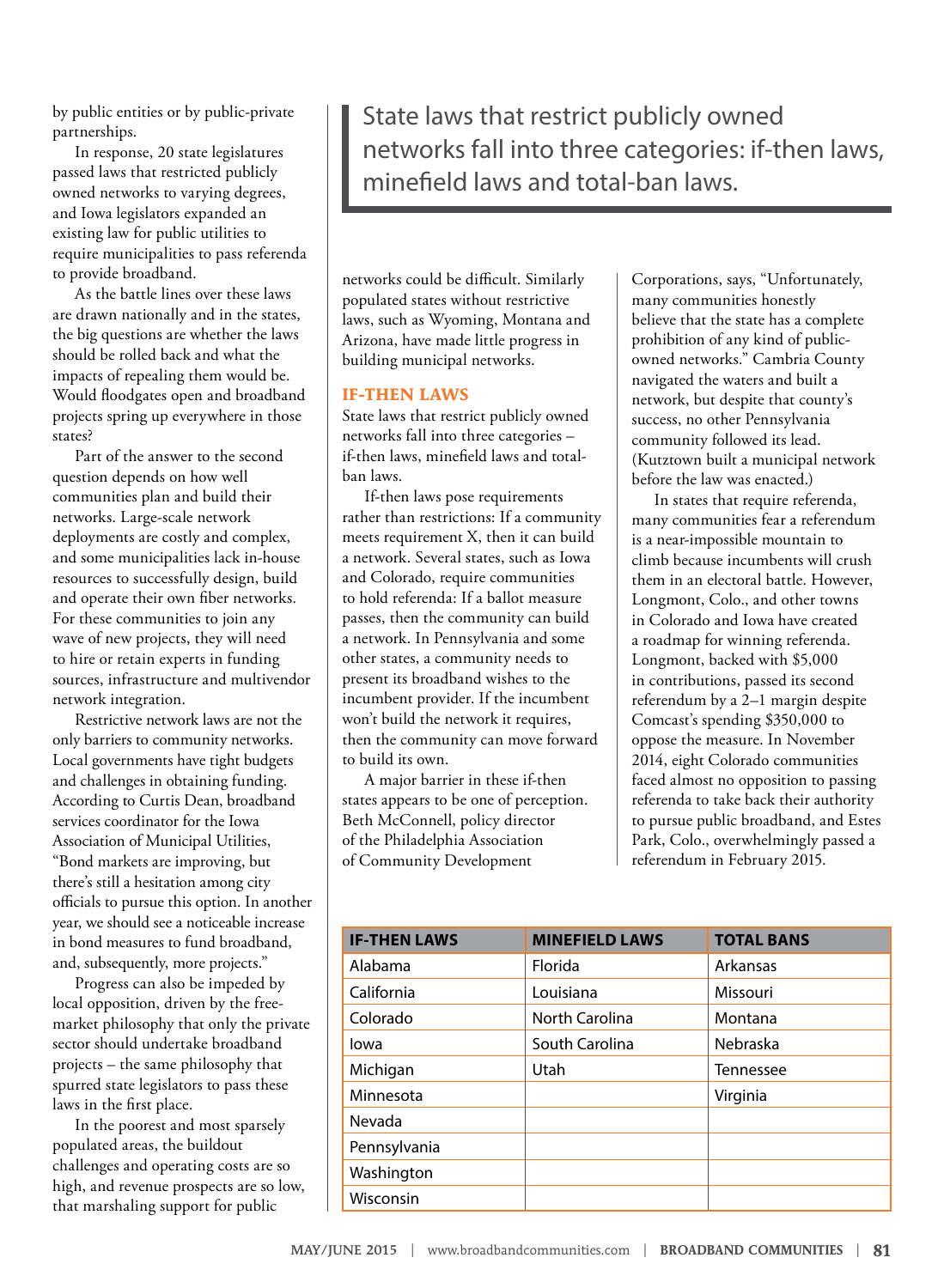by public entities or by public-private partnerships.

In response, 20 state legislatures passed laws that restricted publicly owned networks to varying degrees, and Iowa legislators expanded an existing law for public utilities to require municipalities to pass referenda to provide broadband.

As the battle lines over these laws are drawn nationally and in the states, the big questions are whether the laws should be rolled back and what the impacts of repealing them would be. Would floodgates open and broadband projects spring up everywhere in those states?

Part of the answer to the second question depends on how well communities plan and build their networks. Large-scale network deployments are costly and complex, and some municipalities lack in-house resources to successfully design, build and operate their own fiber networks. For these communities to join any wave of new projects, they will need to hire or retain experts in funding sources, infrastructure and multivendor network integration.

Restrictive network laws are not the only barriers to community networks. Local governments have tight budgets and challenges in obtaining funding. According to Curtis Dean, broadband services coordinator for the Iowa Association of Municipal Utilities, "Bond markets are improving, but there's still a hesitation among city officials to pursue this option. In another year, we should see a noticeable increase in bond measures to fund broadband, and, subsequently, more projects."

Progress can also be impeded by local opposition, driven by the free-market philosophy that only the private sector should undertake broadband projects – the same philosophy that spurred state legislators to pass these laws in the first place.

In the poorest and most sparsely populated areas, the buildout challenges and operating costs are so high, and revenue prospects are so low, that marshaling support for public networks could be difficult. Similarly populated states without restrictive laws, such as Wyoming, Montana and Arizona, have made little progress in building municipal networks.

> State laws that restrict publicly owned networks fall into three categories: if-then laws, minefield laws and total-ban laws.

## IF-THEN LAWS

State laws that restrict publicly owned networks fall into three categories – if-then laws, minefield laws and total-ban laws.

If-then laws pose requirements rather than restrictions: If a community meets requirement X, then it can build a network. Several states, such as Iowa and Colorado, require communities to hold referenda: If a ballot measure passes, then the community can build a network. In Pennsylvania and some other states, a community needs to present its broadband wishes to the incumbent provider. If the incumbent won't build the network it requires, then the community can move forward to build its own.

A major barrier in these if-then states appears to be one of perception. Beth McConnell, policy director of the Philadelphia Association of Community Development Corporations, says, "Unfortunately, many communities honestly believe that the state has a complete prohibition of any kind of public-owned networks." Cambria County navigated the waters and built a network, but despite that county's success, no other Pennsylvania community followed its lead. (Kutztown built a municipal network before the law was enacted.)

In states that require referenda, many communities fear a referendum is a near-impossible mountain to climb because incumbents will crush them in an electoral battle. However, Longmont, Colo., and other towns in Colorado and Iowa have created a roadmap for winning referenda. Longmont, backed with $5,000 in contributions, passed its second referendum by a 2–1 margin despite Comcast's spending $350,000 to oppose the measure. In November 2014, eight Colorado communities faced almost no opposition to passing referenda to take back their authority to pursue public broadband, and Estes Park, Colo., overwhelmingly passed a referendum in February 2015.

| IF-THEN LAWS | MINEFIELD LAWS | TOTAL BANS |
|---|---|---|
| Alabama | Florida | Arkansas |
| California | Louisiana | Missouri |
| Colorado | North Carolina | Montana |
| Iowa | South Carolina | Nebraska |
| Michigan | Utah | Tennessee |
| Minnesota | | Virginia |
| Nevada | | |
| Pennsylvania | | |
| Washington | | |
| Wisconsin | | |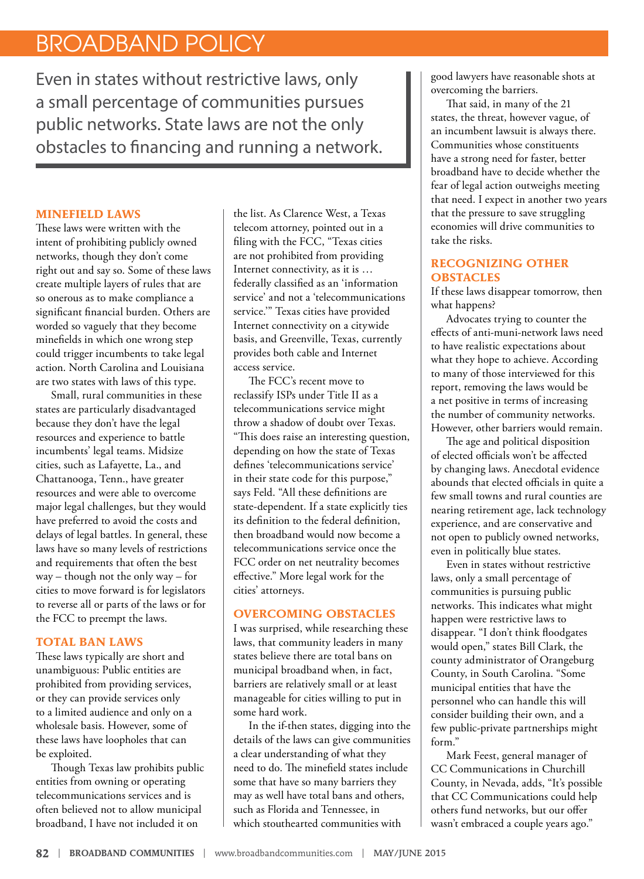Even in states without restrictive laws, only a small percentage of communities pursues public networks. State laws are not the only obstacles to financing and running a network.

### MINEFIELD LAWS

These laws were written with the intent of prohibiting publicly owned networks, though they don't come right out and say so. Some of these laws create multiple layers of rules that are so onerous as to make compliance a significant financial burden. Others are worded so vaguely that they become minefields in which one wrong step could trigger incumbents to take legal action. North Carolina and Louisiana are two states with laws of this type.

Small, rural communities in these states are particularly disadvantaged because they don't have the legal resources and experience to battle incumbents' legal teams. Midsize cities, such as Lafayette, La., and Chattanooga, Tenn., have greater resources and were able to overcome major legal challenges, but they would have preferred to avoid the costs and delays of legal battles. In general, these laws have so many levels of restrictions and requirements that often the best way – though not the only way – for cities to move forward is for legislators to reverse all or parts of the laws or for the FCC to preempt the laws.

### TOTAL BAN LAWS

These laws typically are short and unambiguous: Public entities are prohibited from providing services, or they can provide services only to a limited audience and only on a wholesale basis. However, some of these laws have loopholes that can be exploited.

Though Texas law prohibits public entities from owning or operating telecommunications services and is often believed not to allow municipal broadband, I have not included it on the list. As Clarence West, a Texas telecom attorney, pointed out in a filing with the FCC, "Texas cities are not prohibited from providing Internet connectivity, as it is … federally classified as an 'information service' and not a 'telecommunications service.'" Texas cities have provided Internet connectivity on a citywide basis, and Greenville, Texas, currently provides both cable and Internet access service.

The FCC's recent move to reclassify ISPs under Title II as a telecommunications service might throw a shadow of doubt over Texas. "This does raise an interesting question, depending on how the state of Texas defines 'telecommunications service' in their state code for this purpose," says Feld. "All these definitions are state-dependent. If a state explicitly ties its definition to the federal definition, then broadband would now become a telecommunications service once the FCC order on net neutrality becomes effective." More legal work for the cities' attorneys.

### OVERCOMING OBSTACLES

I was surprised, while researching these laws, that community leaders in many states believe there are total bans on municipal broadband when, in fact, barriers are relatively small or at least manageable for cities willing to put in some hard work.

In the if-then states, digging into the details of the laws can give communities a clear understanding of what they need to do. The minefield states include some that have so many barriers they may as well have total bans and others, such as Florida and Tennessee, in which stouthearted communities with good lawyers have reasonable shots at overcoming the barriers.

That said, in many of the 21 states, the threat, however vague, of an incumbent lawsuit is always there. Communities whose constituents have a strong need for faster, better broadband have to decide whether the fear of legal action outweighs meeting that need. I expect in another two years that the pressure to save struggling economies will drive communities to take the risks.

### RECOGNIZING OTHER OBSTACLES

If these laws disappear tomorrow, then what happens?

Advocates trying to counter the effects of anti-muni-network laws need to have realistic expectations about what they hope to achieve. According to many of those interviewed for this report, removing the laws would be a net positive in terms of increasing the number of community networks. However, other barriers would remain.

The age and political disposition of elected officials won't be affected by changing laws. Anecdotal evidence abounds that elected officials in quite a few small towns and rural counties are nearing retirement age, lack technology experience, and are conservative and not open to publicly owned networks, even in politically blue states.

Even in states without restrictive laws, only a small percentage of communities is pursuing public networks. This indicates what might happen were restrictive laws to disappear. "I don't think floodgates would open," states Bill Clark, the county administrator of Orangeburg County, in South Carolina. "Some municipal entities that have the personnel who can handle this will consider building their own, and a few public-private partnerships might form."

Mark Feest, general manager of CC Communications in Churchill County, in Nevada, adds, "It's possible that CC Communications could help others fund networks, but our offer wasn't embraced a couple years ago."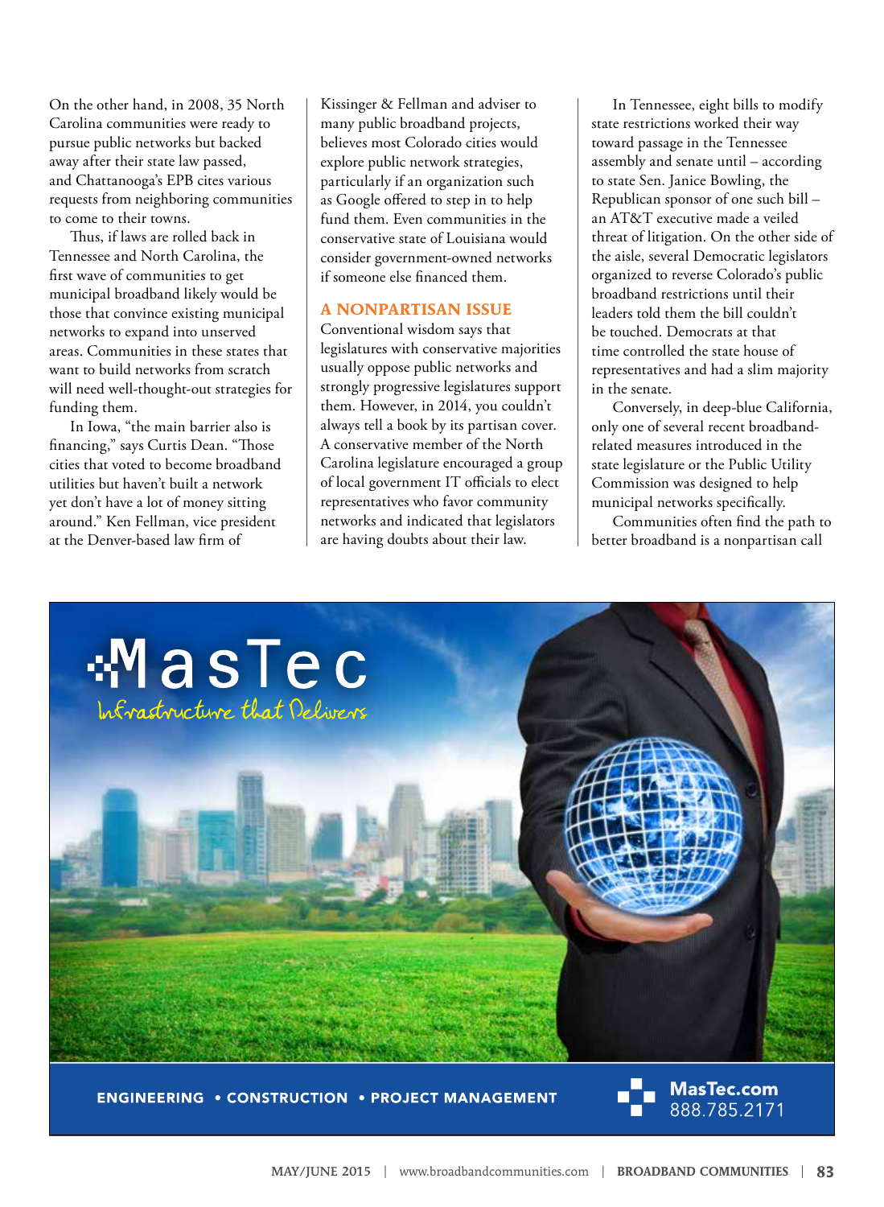On the other hand, in 2008, 35 North Carolina communities were ready to pursue public networks but backed away after their state law passed, and Chattanooga's EPB cites various requests from neighboring communities to come to their towns.

Thus, if laws are rolled back in Tennessee and North Carolina, the first wave of communities to get municipal broadband likely would be those that convince existing municipal networks to expand into unserved areas. Communities in these states that want to build networks from scratch will need well-thought-out strategies for funding them.

In Iowa, "the main barrier also is financing," says Curtis Dean. "Those cities that voted to become broadband utilities but haven't built a network yet don't have a lot of money sitting around." Ken Fellman, vice president at the Denver-based law firm of Kissinger & Fellman and adviser to many public broadband projects, believes most Colorado cities would explore public network strategies, particularly if an organization such as Google offered to step in to help fund them. Even communities in the conservative state of Louisiana would consider government-owned networks if someone else financed them.

## A NONPARTISAN ISSUE

Conventional wisdom says that legislatures with conservative majorities usually oppose public networks and strongly progressive legislatures support them. However, in 2014, you couldn't always tell a book by its partisan cover. A conservative member of the North Carolina legislature encouraged a group of local government IT officials to elect representatives who favor community networks and indicated that legislators are having doubts about their law.

In Tennessee, eight bills to modify state restrictions worked their way toward passage in the Tennessee assembly and senate until – according to state Sen. Janice Bowling, the Republican sponsor of one such bill – an AT&T executive made a veiled threat of litigation. On the other side of the aisle, several Democratic legislators organized to reverse Colorado's public broadband restrictions until their leaders told them the bill couldn't be touched. Democrats at that time controlled the state house of representatives and had a slim majority in the senate.

Conversely, in deep-blue California, only one of several recent broadband-related measures introduced in the state legislature or the Public Utility Commission was designed to help municipal networks specifically.

Communities often find the path to better broadband is a nonpartisan call

MasTec
Infrastructure that Delivers

ENGINEERING • CONSTRUCTION • PROJECT MANAGEMENT

MasTec.com
888.785.2171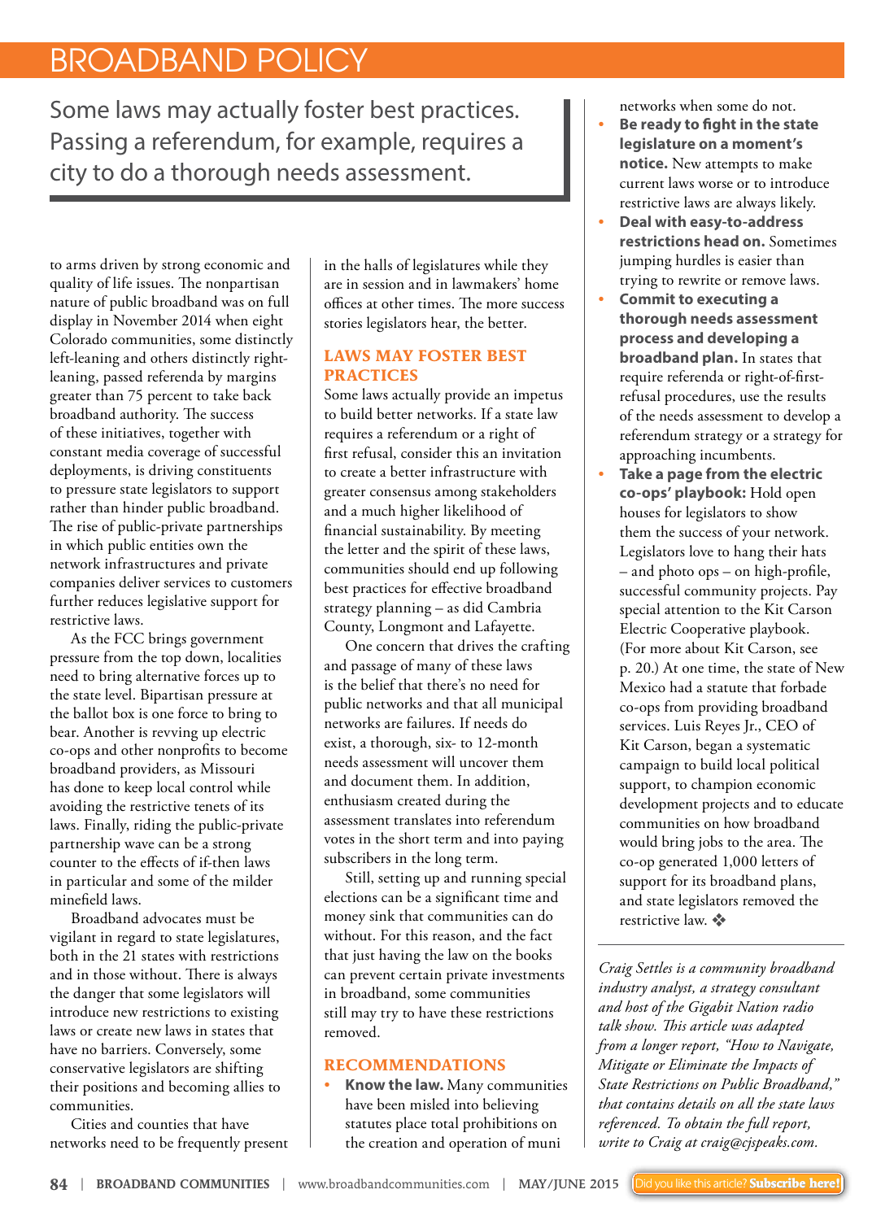## BROADBAND POLICY

> Some laws may actually foster best practices. Passing a referendum, for example, requires a city to do a thorough needs assessment.

to arms driven by strong economic and quality of life issues. The nonpartisan nature of public broadband was on full display in November 2014 when eight Colorado communities, some distinctly left-leaning and others distinctly right-leaning, passed referenda by margins greater than 75 percent to take back broadband authority. The success of these initiatives, together with constant media coverage of successful deployments, is driving constituents to pressure state legislators to support rather than hinder public broadband. The rise of public-private partnerships in which public entities own the network infrastructures and private companies deliver services to customers further reduces legislative support for restrictive laws.

As the FCC brings government pressure from the top down, localities need to bring alternative forces up to the state level. Bipartisan pressure at the ballot box is one force to bring to bear. Another is revving up electric co-ops and other nonprofits to become broadband providers, as Missouri has done to keep local control while avoiding the restrictive tenets of its laws. Finally, riding the public-private partnership wave can be a strong counter to the effects of if-then laws in particular and some of the milder minefield laws.

Broadband advocates must be vigilant in regard to state legislatures, both in the 21 states with restrictions and in those without. There is always the danger that some legislators will introduce new restrictions to existing laws or create new laws in states that have no barriers. Conversely, some conservative legislators are shifting their positions and becoming allies to communities.

Cities and counties that have networks need to be frequently present in the halls of legislatures while they are in session and in lawmakers' home offices at other times. The more success stories legislators hear, the better.

### LAWS MAY FOSTER BEST PRACTICES

Some laws actually provide an impetus to build better networks. If a state law requires a referendum or a right of first refusal, consider this an invitation to create a better infrastructure with greater consensus among stakeholders and a much higher likelihood of financial sustainability. By meeting the letter and the spirit of these laws, communities should end up following best practices for effective broadband strategy planning – as did Cambria County, Longmont and Lafayette.

One concern that drives the crafting and passage of many of these laws is the belief that there's no need for public networks and that all municipal networks are failures. If needs do exist, a thorough, six- to 12-month needs assessment will uncover them and document them. In addition, enthusiasm created during the assessment translates into referendum votes in the short term and into paying subscribers in the long term.

Still, setting up and running special elections can be a significant time and money sink that communities can do without. For this reason, and the fact that just having the law on the books can prevent certain private investments in broadband, some communities still may try to have these restrictions removed.

### RECOMMENDATIONS

- **Know the law.** Many communities have been misled into believing statutes place total prohibitions on the creation and operation of muni networks when some do not.
- **Be ready to fight in the state legislature on a moment's notice.** New attempts to make current laws worse or to introduce restrictive laws are always likely.
- **Deal with easy-to-address restrictions head on.** Sometimes jumping hurdles is easier than trying to rewrite or remove laws.
- **Commit to executing a thorough needs assessment process and developing a broadband plan.** In states that require referenda or right-of-first-refusal procedures, use the results of the needs assessment to develop a referendum strategy or a strategy for approaching incumbents.
- **Take a page from the electric co-ops' playbook:** Hold open houses for legislators to show them the success of your network. Legislators love to hang their hats – and photo ops – on high-profile, successful community projects. Pay special attention to the Kit Carson Electric Cooperative playbook. (For more about Kit Carson, see p. 20.) At one time, the state of New Mexico had a statute that forbade co-ops from providing broadband services. Luis Reyes Jr., CEO of Kit Carson, began a systematic campaign to build local political support, to champion economic development projects and to educate communities on how broadband would bring jobs to the area. The co-op generated 1,000 letters of support for its broadband plans, and state legislators removed the restrictive law. ❖

*Craig Settles is a community broadband industry analyst, a strategy consultant and host of the Gigabit Nation radio talk show. This article was adapted from a longer report, "How to Navigate, Mitigate or Eliminate the Impacts of State Restrictions on Public Broadband," that contains details on all the state laws referenced. To obtain the full report, write to Craig at craig@cjspeaks.com.*

Did you like this article? **Subscribe here!**